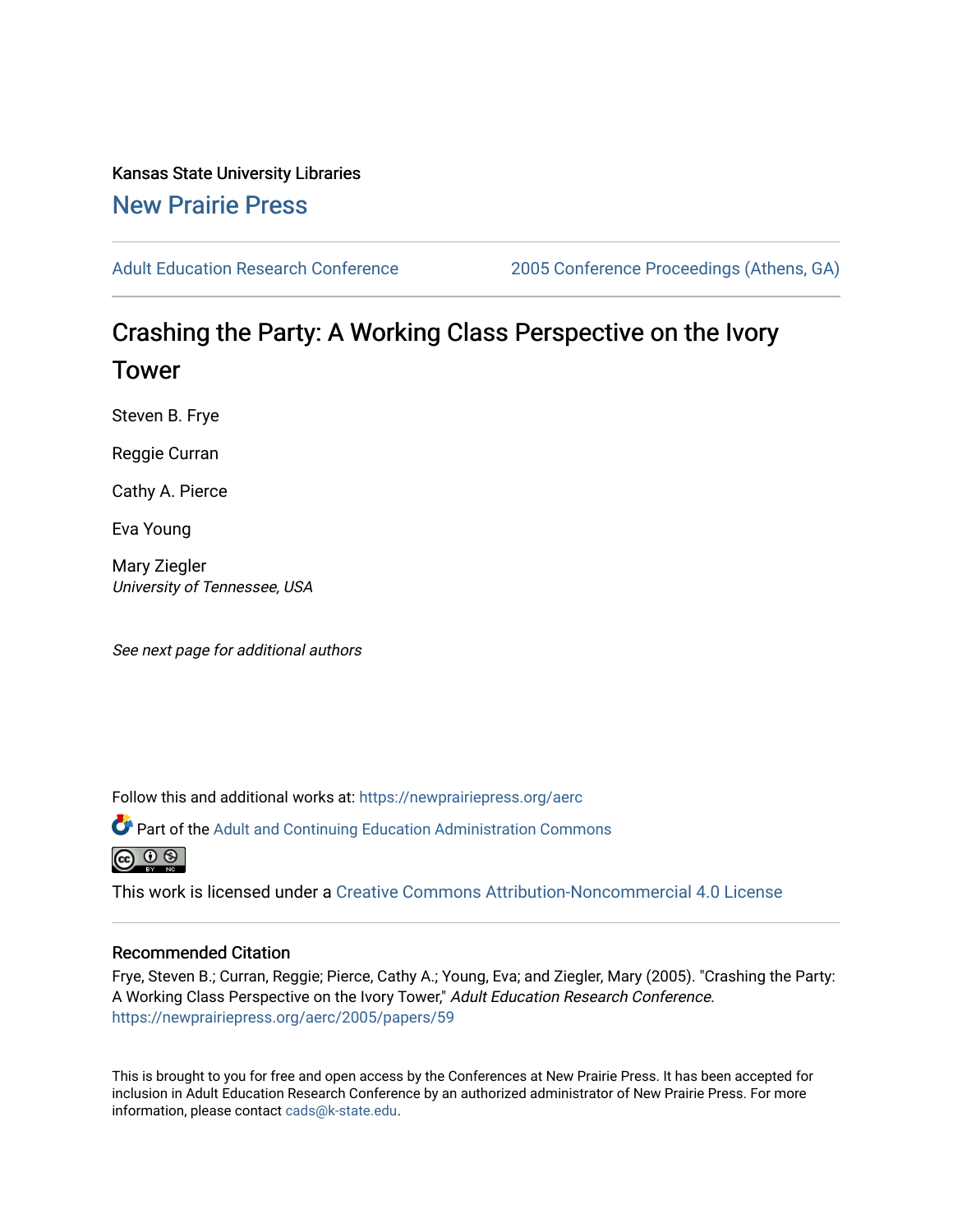Kansas State University Libraries

New Prairie Press

Adult Education Research Conference | 2005 Conference Proceedings (Athens, GA)

# Crashing the Party: A Working Class Perspective on the Ivory Tower

Steven B. Frye

Reggie Curran

Cathy A. Pierce

Eva Young

Mary Ziegler
*University of Tennessee, USA*

*See next page for additional authors*

Follow this and additional works at: https://newprairiepress.org/aerc

Part of the Adult and Continuing Education Administration Commons

This work is licensed under a Creative Commons Attribution-Noncommercial 4.0 License

## Recommended Citation

Frye, Steven B.; Curran, Reggie; Pierce, Cathy A.; Young, Eva; and Ziegler, Mary (2005). "Crashing the Party: A Working Class Perspective on the Ivory Tower," *Adult Education Research Conference*. https://newprairiepress.org/aerc/2005/papers/59

This is brought to you for free and open access by the Conferences at New Prairie Press. It has been accepted for inclusion in Adult Education Research Conference by an authorized administrator of New Prairie Press. For more information, please contact cads@k-state.edu.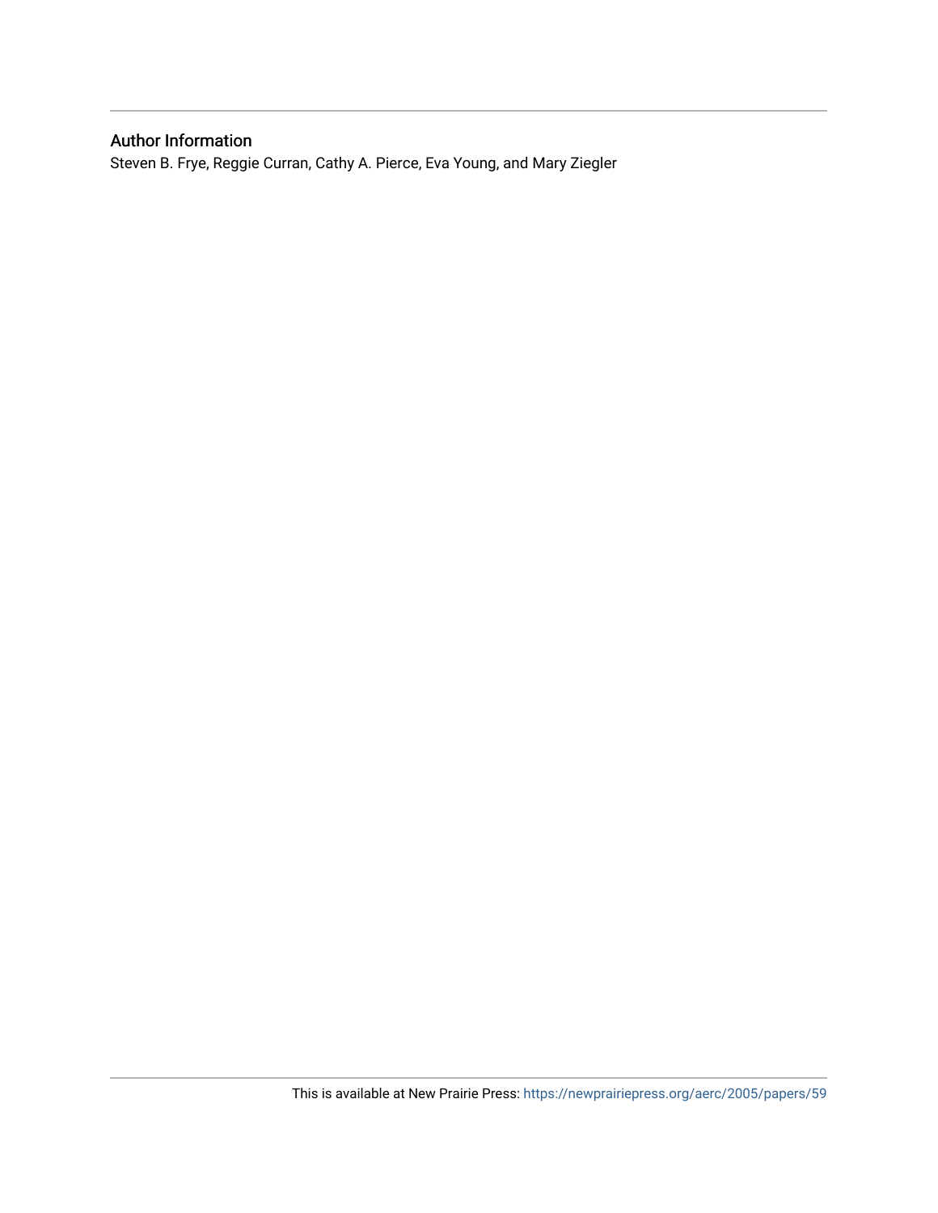## Author Information

Steven B. Frye, Reggie Curran, Cathy A. Pierce, Eva Young, and Mary Ziegler

This is available at New Prairie Press: https://newprairiepress.org/aerc/2005/papers/59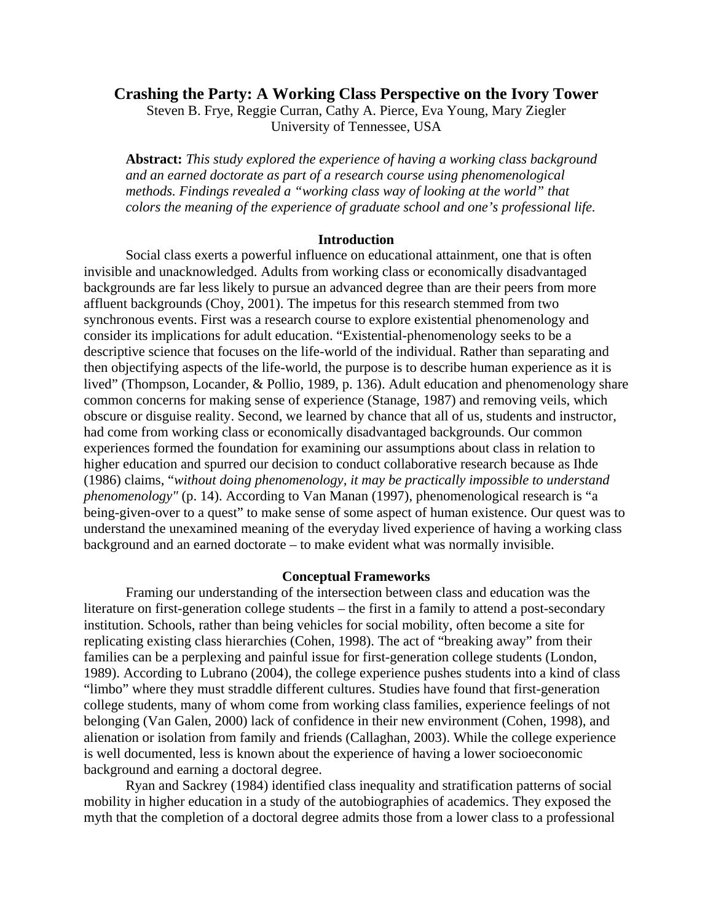# Crashing the Party: A Working Class Perspective on the Ivory Tower

Steven B. Frye, Reggie Curran, Cathy A. Pierce, Eva Young, Mary Ziegler
University of Tennessee, USA

**Abstract:** *This study explored the experience of having a working class background and an earned doctorate as part of a research course using phenomenological methods. Findings revealed a "working class way of looking at the world" that colors the meaning of the experience of graduate school and one's professional life.*

## Introduction

Social class exerts a powerful influence on educational attainment, one that is often invisible and unacknowledged. Adults from working class or economically disadvantaged backgrounds are far less likely to pursue an advanced degree than are their peers from more affluent backgrounds (Choy, 2001). The impetus for this research stemmed from two synchronous events. First was a research course to explore existential phenomenology and consider its implications for adult education. "Existential-phenomenology seeks to be a descriptive science that focuses on the life-world of the individual. Rather than separating and then objectifying aspects of the life-world, the purpose is to describe human experience as it is lived" (Thompson, Locander, & Pollio, 1989, p. 136). Adult education and phenomenology share common concerns for making sense of experience (Stanage, 1987) and removing veils, which obscure or disguise reality. Second, we learned by chance that all of us, students and instructor, had come from working class or economically disadvantaged backgrounds. Our common experiences formed the foundation for examining our assumptions about class in relation to higher education and spurred our decision to conduct collaborative research because as Ihde (1986) claims, "*without doing phenomenology, it may be practically impossible to understand phenomenology"* (p. 14). According to Van Manan (1997), phenomenological research is "a being-given-over to a quest" to make sense of some aspect of human existence. Our quest was to understand the unexamined meaning of the everyday lived experience of having a working class background and an earned doctorate – to make evident what was normally invisible.

## Conceptual Frameworks

Framing our understanding of the intersection between class and education was the literature on first-generation college students – the first in a family to attend a post-secondary institution. Schools, rather than being vehicles for social mobility, often become a site for replicating existing class hierarchies (Cohen, 1998). The act of "breaking away" from their families can be a perplexing and painful issue for first-generation college students (London, 1989). According to Lubrano (2004), the college experience pushes students into a kind of class "limbo" where they must straddle different cultures. Studies have found that first-generation college students, many of whom come from working class families, experience feelings of not belonging (Van Galen, 2000) lack of confidence in their new environment (Cohen, 1998), and alienation or isolation from family and friends (Callaghan, 2003). While the college experience is well documented, less is known about the experience of having a lower socioeconomic background and earning a doctoral degree.

Ryan and Sackrey (1984) identified class inequality and stratification patterns of social mobility in higher education in a study of the autobiographies of academics. They exposed the myth that the completion of a doctoral degree admits those from a lower class to a professional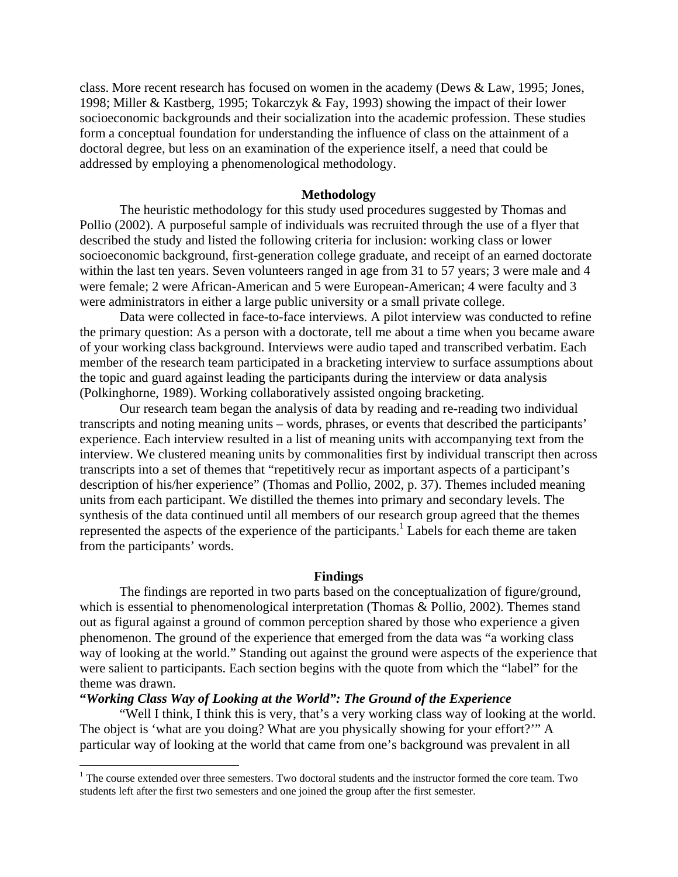class. More recent research has focused on women in the academy (Dews & Law, 1995; Jones, 1998; Miller & Kastberg, 1995; Tokarczyk & Fay, 1993) showing the impact of their lower socioeconomic backgrounds and their socialization into the academic profession. These studies form a conceptual foundation for understanding the influence of class on the attainment of a doctoral degree, but less on an examination of the experience itself, a need that could be addressed by employing a phenomenological methodology.

## Methodology

The heuristic methodology for this study used procedures suggested by Thomas and Pollio (2002). A purposeful sample of individuals was recruited through the use of a flyer that described the study and listed the following criteria for inclusion: working class or lower socioeconomic background, first-generation college graduate, and receipt of an earned doctorate within the last ten years. Seven volunteers ranged in age from 31 to 57 years; 3 were male and 4 were female; 2 were African-American and 5 were European-American; 4 were faculty and 3 were administrators in either a large public university or a small private college.

Data were collected in face-to-face interviews. A pilot interview was conducted to refine the primary question: As a person with a doctorate, tell me about a time when you became aware of your working class background. Interviews were audio taped and transcribed verbatim. Each member of the research team participated in a bracketing interview to surface assumptions about the topic and guard against leading the participants during the interview or data analysis (Polkinghorne, 1989). Working collaboratively assisted ongoing bracketing.

Our research team began the analysis of data by reading and re-reading two individual transcripts and noting meaning units – words, phrases, or events that described the participants' experience. Each interview resulted in a list of meaning units with accompanying text from the interview. We clustered meaning units by commonalities first by individual transcript then across transcripts into a set of themes that "repetitively recur as important aspects of a participant's description of his/her experience" (Thomas and Pollio, 2002, p. 37). Themes included meaning units from each participant. We distilled the themes into primary and secondary levels. The synthesis of the data continued until all members of our research group agreed that the themes represented the aspects of the experience of the participants.[1] Labels for each theme are taken from the participants' words.

## Findings

The findings are reported in two parts based on the conceptualization of figure/ground, which is essential to phenomenological interpretation (Thomas & Pollio, 2002). Themes stand out as figural against a ground of common perception shared by those who experience a given phenomenon. The ground of the experience that emerged from the data was "a working class way of looking at the world." Standing out against the ground were aspects of the experience that were salient to participants. Each section begins with the quote from which the "label" for the theme was drawn.

### *"Working Class Way of Looking at the World": The Ground of the Experience*

"Well I think, I think this is very, that's a very working class way of looking at the world. The object is 'what are you doing? What are you physically showing for your effort?'" A particular way of looking at the world that came from one's background was prevalent in all

---

[1] The course extended over three semesters. Two doctoral students and the instructor formed the core team. Two students left after the first two semesters and one joined the group after the first semester.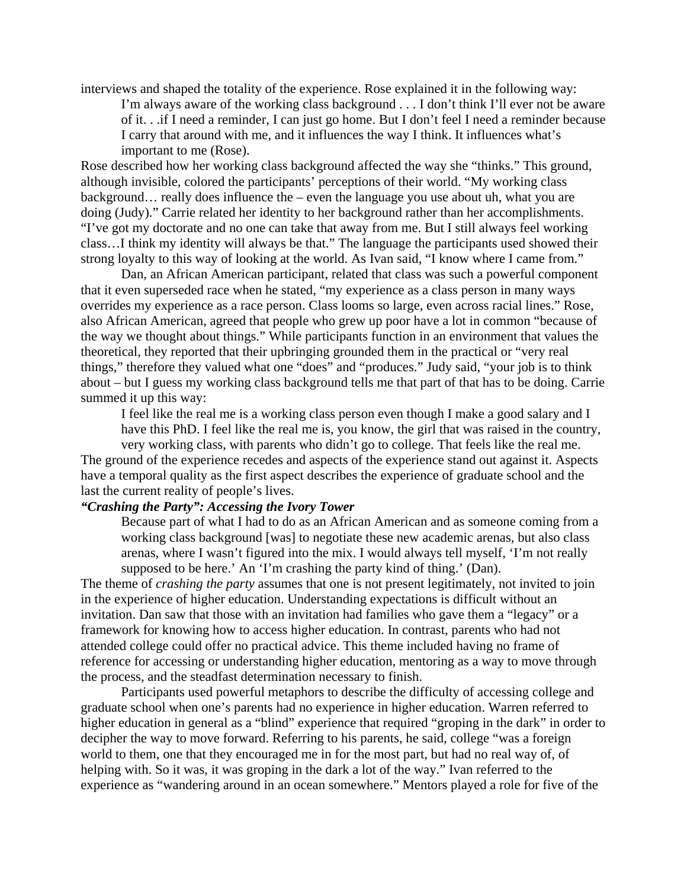interviews and shaped the totality of the experience. Rose explained it in the following way:

> I'm always aware of the working class background . . . I don't think I'll ever not be aware of it. . .if I need a reminder, I can just go home. But I don't feel I need a reminder because I carry that around with me, and it influences the way I think. It influences what's important to me (Rose).

Rose described how her working class background affected the way she "thinks." This ground, although invisible, colored the participants' perceptions of their world. "My working class background… really does influence the – even the language you use about uh, what you are doing (Judy)." Carrie related her identity to her background rather than her accomplishments. "I've got my doctorate and no one can take that away from me. But I still always feel working class…I think my identity will always be that." The language the participants used showed their strong loyalty to this way of looking at the world. As Ivan said, "I know where I came from."

Dan, an African American participant, related that class was such a powerful component that it even superseded race when he stated, "my experience as a class person in many ways overrides my experience as a race person. Class looms so large, even across racial lines." Rose, also African American, agreed that people who grew up poor have a lot in common "because of the way we thought about things." While participants function in an environment that values the theoretical, they reported that their upbringing grounded them in the practical or "very real things," therefore they valued what one "does" and "produces." Judy said, "your job is to think about – but I guess my working class background tells me that part of that has to be doing. Carrie summed it up this way:

> I feel like the real me is a working class person even though I make a good salary and I have this PhD. I feel like the real me is, you know, the girl that was raised in the country, very working class, with parents who didn't go to college. That feels like the real me.

The ground of the experience recedes and aspects of the experience stand out against it. Aspects have a temporal quality as the first aspect describes the experience of graduate school and the last the current reality of people's lives.

### *"Crashing the Party": Accessing the Ivory Tower*

> Because part of what I had to do as an African American and as someone coming from a working class background [was] to negotiate these new academic arenas, but also class arenas, where I wasn't figured into the mix. I would always tell myself, 'I'm not really supposed to be here.' An 'I'm crashing the party kind of thing.' (Dan).

The theme of *crashing the party* assumes that one is not present legitimately, not invited to join in the experience of higher education. Understanding expectations is difficult without an invitation. Dan saw that those with an invitation had families who gave them a "legacy" or a framework for knowing how to access higher education. In contrast, parents who had not attended college could offer no practical advice. This theme included having no frame of reference for accessing or understanding higher education, mentoring as a way to move through the process, and the steadfast determination necessary to finish.

Participants used powerful metaphors to describe the difficulty of accessing college and graduate school when one's parents had no experience in higher education. Warren referred to higher education in general as a "blind" experience that required "groping in the dark" in order to decipher the way to move forward. Referring to his parents, he said, college "was a foreign world to them, one that they encouraged me in for the most part, but had no real way of, of helping with. So it was, it was groping in the dark a lot of the way." Ivan referred to the experience as "wandering around in an ocean somewhere." Mentors played a role for five of the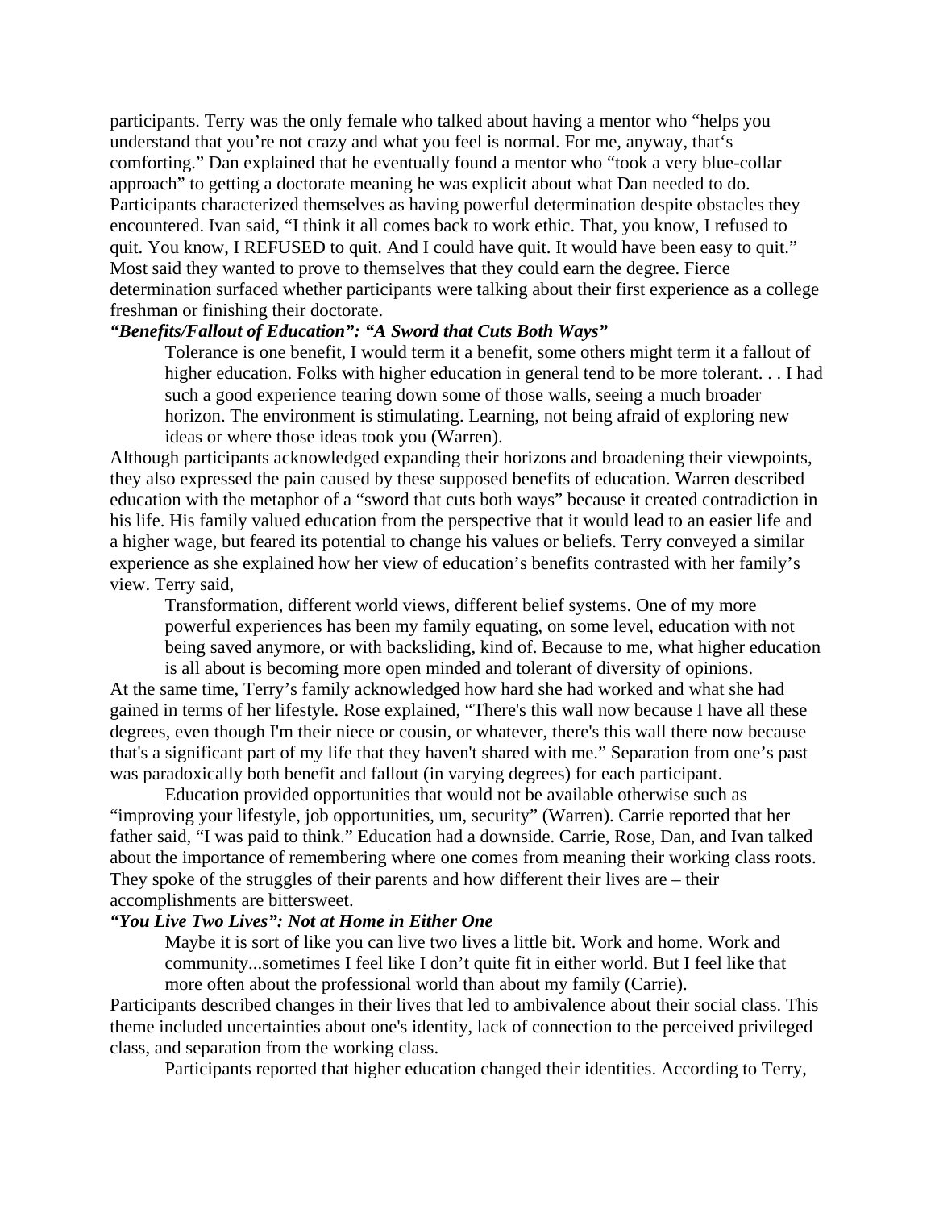participants. Terry was the only female who talked about having a mentor who "helps you understand that you're not crazy and what you feel is normal. For me, anyway, that's comforting." Dan explained that he eventually found a mentor who "took a very blue-collar approach" to getting a doctorate meaning he was explicit about what Dan needed to do. Participants characterized themselves as having powerful determination despite obstacles they encountered. Ivan said, "I think it all comes back to work ethic. That, you know, I refused to quit. You know, I REFUSED to quit. And I could have quit. It would have been easy to quit." Most said they wanted to prove to themselves that they could earn the degree. Fierce determination surfaced whether participants were talking about their first experience as a college freshman or finishing their doctorate.

***"Benefits/Fallout of Education": "A Sword that Cuts Both Ways"***

> Tolerance is one benefit, I would term it a benefit, some others might term it a fallout of higher education. Folks with higher education in general tend to be more tolerant. . . I had such a good experience tearing down some of those walls, seeing a much broader horizon. The environment is stimulating. Learning, not being afraid of exploring new ideas or where those ideas took you (Warren).

Although participants acknowledged expanding their horizons and broadening their viewpoints, they also expressed the pain caused by these supposed benefits of education. Warren described education with the metaphor of a "sword that cuts both ways" because it created contradiction in his life. His family valued education from the perspective that it would lead to an easier life and a higher wage, but feared its potential to change his values or beliefs. Terry conveyed a similar experience as she explained how her view of education's benefits contrasted with her family's view. Terry said,

> Transformation, different world views, different belief systems. One of my more powerful experiences has been my family equating, on some level, education with not being saved anymore, or with backsliding, kind of. Because to me, what higher education is all about is becoming more open minded and tolerant of diversity of opinions.

At the same time, Terry's family acknowledged how hard she had worked and what she had gained in terms of her lifestyle. Rose explained, "There's this wall now because I have all these degrees, even though I'm their niece or cousin, or whatever, there's this wall there now because that's a significant part of my life that they haven't shared with me." Separation from one's past was paradoxically both benefit and fallout (in varying degrees) for each participant.

Education provided opportunities that would not be available otherwise such as "improving your lifestyle, job opportunities, um, security" (Warren). Carrie reported that her father said, "I was paid to think." Education had a downside. Carrie, Rose, Dan, and Ivan talked about the importance of remembering where one comes from meaning their working class roots. They spoke of the struggles of their parents and how different their lives are – their accomplishments are bittersweet.

***"You Live Two Lives": Not at Home in Either One***

> Maybe it is sort of like you can live two lives a little bit. Work and home. Work and community...sometimes I feel like I don't quite fit in either world. But I feel like that more often about the professional world than about my family (Carrie).

Participants described changes in their lives that led to ambivalence about their social class. This theme included uncertainties about one's identity, lack of connection to the perceived privileged class, and separation from the working class.

Participants reported that higher education changed their identities. According to Terry,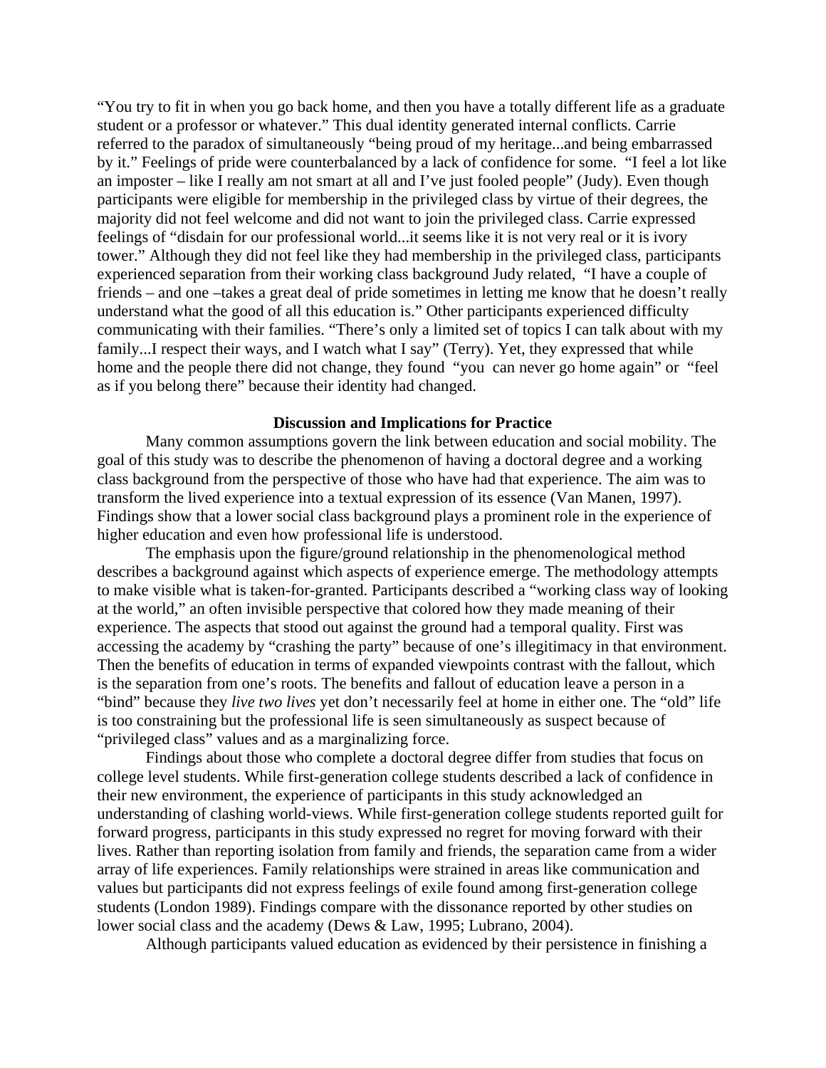"You try to fit in when you go back home, and then you have a totally different life as a graduate student or a professor or whatever." This dual identity generated internal conflicts. Carrie referred to the paradox of simultaneously "being proud of my heritage...and being embarrassed by it." Feelings of pride were counterbalanced by a lack of confidence for some. "I feel a lot like an imposter – like I really am not smart at all and I've just fooled people" (Judy). Even though participants were eligible for membership in the privileged class by virtue of their degrees, the majority did not feel welcome and did not want to join the privileged class. Carrie expressed feelings of "disdain for our professional world...it seems like it is not very real or it is ivory tower." Although they did not feel like they had membership in the privileged class, participants experienced separation from their working class background Judy related, "I have a couple of friends – and one –takes a great deal of pride sometimes in letting me know that he doesn't really understand what the good of all this education is." Other participants experienced difficulty communicating with their families. "There's only a limited set of topics I can talk about with my family...I respect their ways, and I watch what I say" (Terry). Yet, they expressed that while home and the people there did not change, they found "you can never go home again" or "feel as if you belong there" because their identity had changed.

## Discussion and Implications for Practice

Many common assumptions govern the link between education and social mobility. The goal of this study was to describe the phenomenon of having a doctoral degree and a working class background from the perspective of those who have had that experience. The aim was to transform the lived experience into a textual expression of its essence (Van Manen, 1997). Findings show that a lower social class background plays a prominent role in the experience of higher education and even how professional life is understood.

The emphasis upon the figure/ground relationship in the phenomenological method describes a background against which aspects of experience emerge. The methodology attempts to make visible what is taken-for-granted. Participants described a "working class way of looking at the world," an often invisible perspective that colored how they made meaning of their experience. The aspects that stood out against the ground had a temporal quality. First was accessing the academy by "crashing the party" because of one's illegitimacy in that environment. Then the benefits of education in terms of expanded viewpoints contrast with the fallout, which is the separation from one's roots. The benefits and fallout of education leave a person in a "bind" because they *live two lives* yet don't necessarily feel at home in either one. The "old" life is too constraining but the professional life is seen simultaneously as suspect because of "privileged class" values and as a marginalizing force.

Findings about those who complete a doctoral degree differ from studies that focus on college level students. While first-generation college students described a lack of confidence in their new environment, the experience of participants in this study acknowledged an understanding of clashing world-views. While first-generation college students reported guilt for forward progress, participants in this study expressed no regret for moving forward with their lives. Rather than reporting isolation from family and friends, the separation came from a wider array of life experiences. Family relationships were strained in areas like communication and values but participants did not express feelings of exile found among first-generation college students (London 1989). Findings compare with the dissonance reported by other studies on lower social class and the academy (Dews & Law, 1995; Lubrano, 2004).

Although participants valued education as evidenced by their persistence in finishing a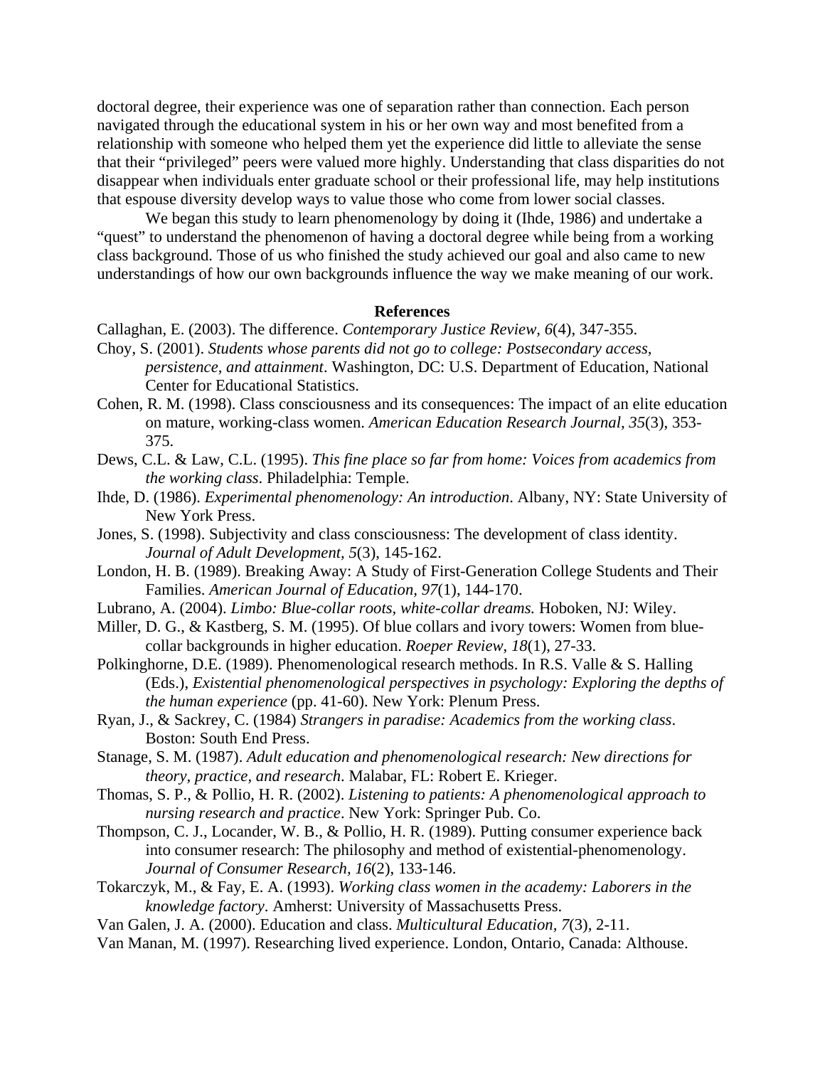doctoral degree, their experience was one of separation rather than connection. Each person navigated through the educational system in his or her own way and most benefited from a relationship with someone who helped them yet the experience did little to alleviate the sense that their "privileged" peers were valued more highly. Understanding that class disparities do not disappear when individuals enter graduate school or their professional life, may help institutions that espouse diversity develop ways to value those who come from lower social classes.

We began this study to learn phenomenology by doing it (Ihde, 1986) and undertake a "quest" to understand the phenomenon of having a doctoral degree while being from a working class background. Those of us who finished the study achieved our goal and also came to new understandings of how our own backgrounds influence the way we make meaning of our work.

## References

Callaghan, E. (2003). The difference. *Contemporary Justice Review, 6*(4), 347-355.

Choy, S. (2001). *Students whose parents did not go to college: Postsecondary access, persistence, and attainment*. Washington, DC: U.S. Department of Education, National Center for Educational Statistics.

Cohen, R. M. (1998). Class consciousness and its consequences: The impact of an elite education on mature, working-class women. *American Education Research Journal, 35*(3), 353-375.

Dews, C.L. & Law, C.L. (1995). *This fine place so far from home: Voices from academics from the working class*. Philadelphia: Temple.

Ihde, D. (1986). *Experimental phenomenology: An introduction*. Albany, NY: State University of New York Press.

Jones, S. (1998). Subjectivity and class consciousness: The development of class identity. *Journal of Adult Development, 5*(3), 145-162.

London, H. B. (1989). Breaking Away: A Study of First-Generation College Students and Their Families. *American Journal of Education, 97*(1), 144-170.

Lubrano, A. (2004). *Limbo: Blue-collar roots, white-collar dreams.* Hoboken, NJ: Wiley.

Miller, D. G., & Kastberg, S. M. (1995). Of blue collars and ivory towers: Women from blue-collar backgrounds in higher education. *Roeper Review, 18*(1), 27-33.

Polkinghorne, D.E. (1989). Phenomenological research methods. In R.S. Valle & S. Halling (Eds.), *Existential phenomenological perspectives in psychology: Exploring the depths of the human experience* (pp. 41-60). New York: Plenum Press.

Ryan, J., & Sackrey, C. (1984) *Strangers in paradise: Academics from the working class*. Boston: South End Press.

Stanage, S. M. (1987). *Adult education and phenomenological research: New directions for theory, practice, and research*. Malabar, FL: Robert E. Krieger.

Thomas, S. P., & Pollio, H. R. (2002). *Listening to patients: A phenomenological approach to nursing research and practice*. New York: Springer Pub. Co.

Thompson, C. J., Locander, W. B., & Pollio, H. R. (1989). Putting consumer experience back into consumer research: The philosophy and method of existential-phenomenology. *Journal of Consumer Research, 16*(2), 133-146.

Tokarczyk, M., & Fay, E. A. (1993). *Working class women in the academy: Laborers in the knowledge factory*. Amherst: University of Massachusetts Press.

Van Galen, J. A. (2000). Education and class. *Multicultural Education, 7*(3), 2-11.

Van Manan, M. (1997). Researching lived experience. London, Ontario, Canada: Althouse.